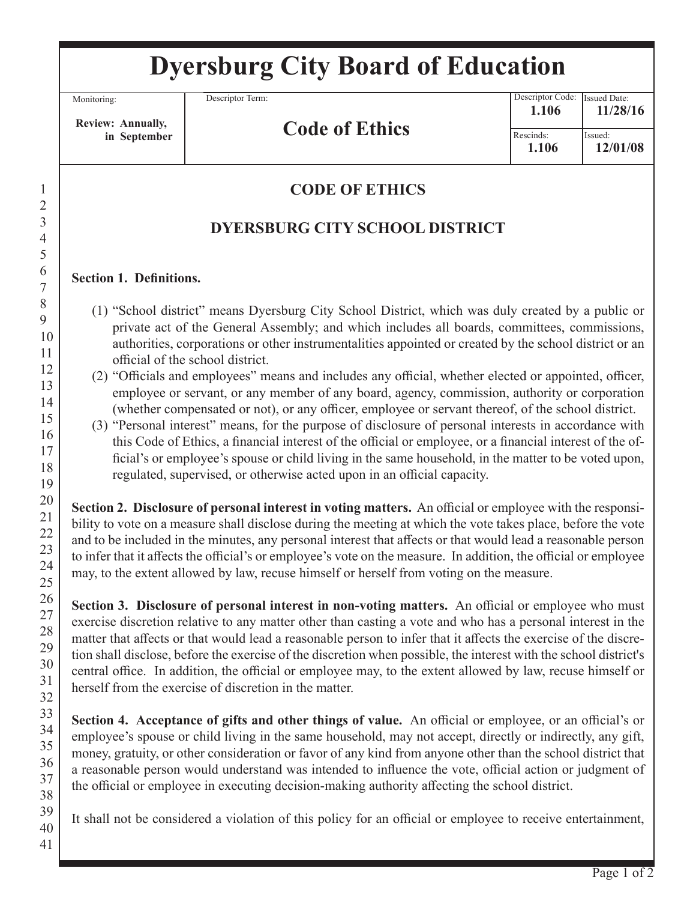# Dyersburg City Board of Education

| Monitoring: | Descriptor Term: | Descriptor Code: | Issued Date: |
|---|---|---|---|
| **Review: Annually, in September** | **Code of Ethics** | **1.106** | **11/28/16** |
| | | Rescinds: **1.106** | Issued: **12/01/08** |

## CODE OF ETHICS

## DYERSBURG CITY SCHOOL DISTRICT

**Section 1. Definitions.**

(1) "School district" means Dyersburg City School District, which was duly created by a public or private act of the General Assembly; and which includes all boards, committees, commissions, authorities, corporations or other instrumentalities appointed or created by the school district or an official of the school district.

(2) "Officials and employees" means and includes any official, whether elected or appointed, officer, employee or servant, or any member of any board, agency, commission, authority or corporation (whether compensated or not), or any officer, employee or servant thereof, of the school district.

(3) "Personal interest" means, for the purpose of disclosure of personal interests in accordance with this Code of Ethics, a financial interest of the official or employee, or a financial interest of the official's or employee's spouse or child living in the same household, in the matter to be voted upon, regulated, supervised, or otherwise acted upon in an official capacity.

**Section 2. Disclosure of personal interest in voting matters.** An official or employee with the responsibility to vote on a measure shall disclose during the meeting at which the vote takes place, before the vote and to be included in the minutes, any personal interest that affects or that would lead a reasonable person to infer that it affects the official's or employee's vote on the measure. In addition, the official or employee may, to the extent allowed by law, recuse himself or herself from voting on the measure.

**Section 3. Disclosure of personal interest in non-voting matters.** An official or employee who must exercise discretion relative to any matter other than casting a vote and who has a personal interest in the matter that affects or that would lead a reasonable person to infer that it affects the exercise of the discretion shall disclose, before the exercise of the discretion when possible, the interest with the school district's central office. In addition, the official or employee may, to the extent allowed by law, recuse himself or herself from the exercise of discretion in the matter.

**Section 4. Acceptance of gifts and other things of value.** An official or employee, or an official's or employee's spouse or child living in the same household, may not accept, directly or indirectly, any gift, money, gratuity, or other consideration or favor of any kind from anyone other than the school district that a reasonable person would understand was intended to influence the vote, official action or judgment of the official or employee in executing decision-making authority affecting the school district.

It shall not be considered a violation of this policy for an official or employee to receive entertainment,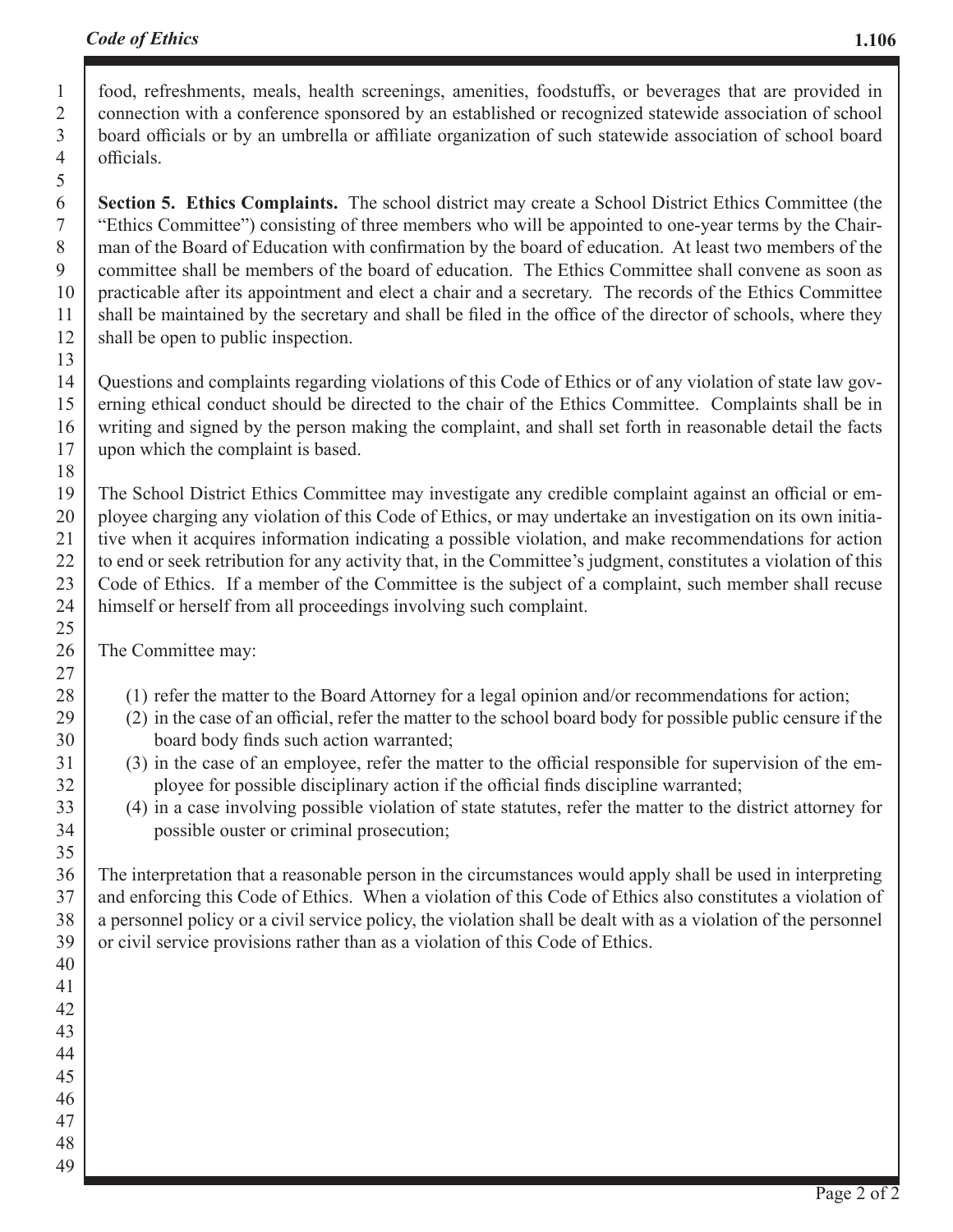food, refreshments, meals, health screenings, amenities, foodstuffs, or beverages that are provided in connection with a conference sponsored by an established or recognized statewide association of school board officials or by an umbrella or affiliate organization of such statewide association of school board officials.

**Section 5. Ethics Complaints.** The school district may create a School District Ethics Committee (the "Ethics Committee") consisting of three members who will be appointed to one-year terms by the Chairman of the Board of Education with confirmation by the board of education. At least two members of the committee shall be members of the board of education. The Ethics Committee shall convene as soon as practicable after its appointment and elect a chair and a secretary. The records of the Ethics Committee shall be maintained by the secretary and shall be filed in the office of the director of schools, where they shall be open to public inspection.

Questions and complaints regarding violations of this Code of Ethics or of any violation of state law governing ethical conduct should be directed to the chair of the Ethics Committee. Complaints shall be in writing and signed by the person making the complaint, and shall set forth in reasonable detail the facts upon which the complaint is based.

The School District Ethics Committee may investigate any credible complaint against an official or employee charging any violation of this Code of Ethics, or may undertake an investigation on its own initiative when it acquires information indicating a possible violation, and make recommendations for action to end or seek retribution for any activity that, in the Committee's judgment, constitutes a violation of this Code of Ethics. If a member of the Committee is the subject of a complaint, such member shall recuse himself or herself from all proceedings involving such complaint.

The Committee may:

(1) refer the matter to the Board Attorney for a legal opinion and/or recommendations for action;
(2) in the case of an official, refer the matter to the school board body for possible public censure if the board body finds such action warranted;
(3) in the case of an employee, refer the matter to the official responsible for supervision of the employee for possible disciplinary action if the official finds discipline warranted;
(4) in a case involving possible violation of state statutes, refer the matter to the district attorney for possible ouster or criminal prosecution;

The interpretation that a reasonable person in the circumstances would apply shall be used in interpreting and enforcing this Code of Ethics. When a violation of this Code of Ethics also constitutes a violation of a personnel policy or a civil service policy, the violation shall be dealt with as a violation of the personnel or civil service provisions rather than as a violation of this Code of Ethics.